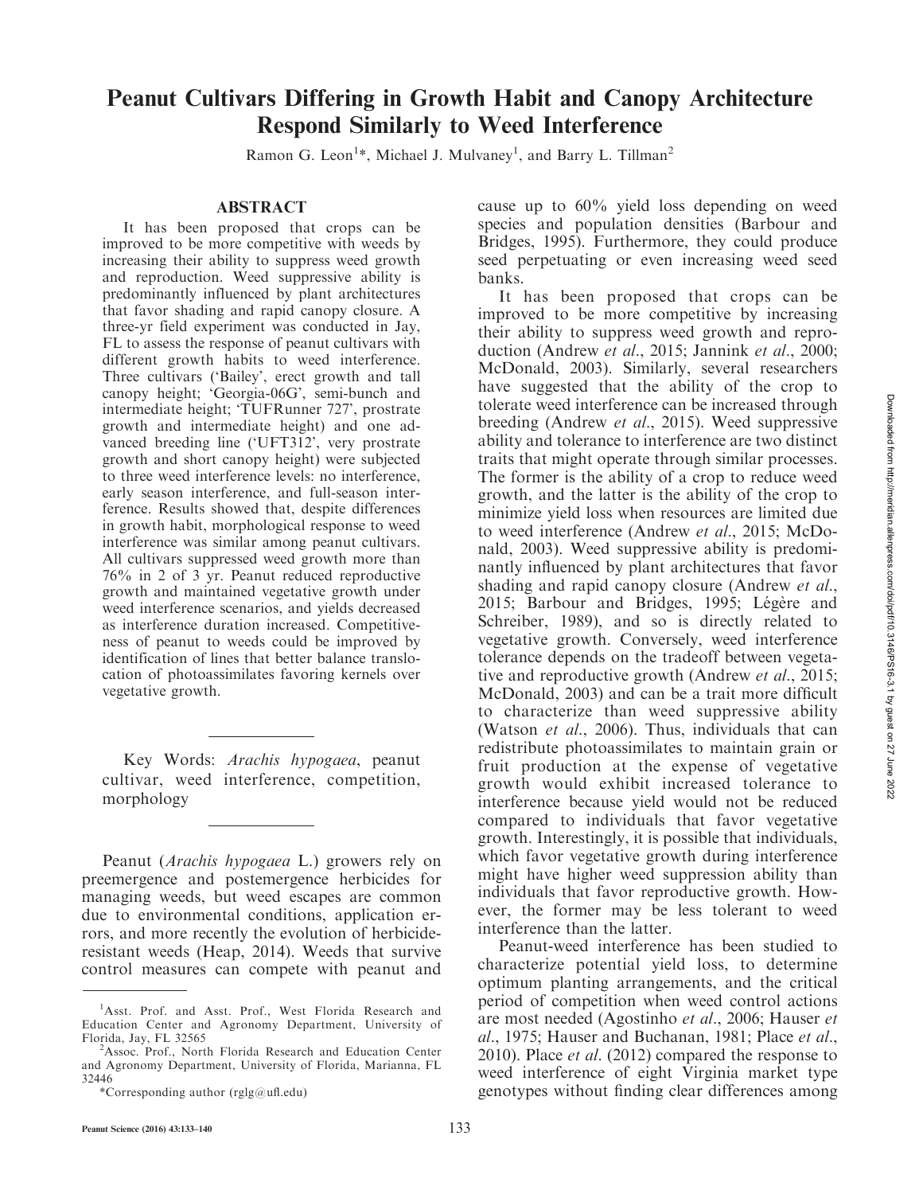# Peanut Cultivars Differing in Growth Habit and Canopy Architecture Respond Similarly to Weed Interference

Ramon G. Leon[1]*, Michael J. Mulvaney[1], and Barry L. Tillman[2]

## ABSTRACT

It has been proposed that crops can be improved to be more competitive with weeds by increasing their ability to suppress weed growth and reproduction. Weed suppressive ability is predominantly influenced by plant architectures that favor shading and rapid canopy closure. A three-yr field experiment was conducted in Jay, FL to assess the response of peanut cultivars with different growth habits to weed interference. Three cultivars ('Bailey', erect growth and tall canopy height; 'Georgia-06G', semi-bunch and intermediate height; 'TUFRunner 727', prostrate growth and intermediate height) and one advanced breeding line ('UFT312', very prostrate growth and short canopy height) were subjected to three weed interference levels: no interference, early season interference, and full-season interference. Results showed that, despite differences in growth habit, morphological response to weed interference was similar among peanut cultivars. All cultivars suppressed weed growth more than 76% in 2 of 3 yr. Peanut reduced reproductive growth and maintained vegetative growth under weed interference scenarios, and yields decreased as interference duration increased. Competitiveness of peanut to weeds could be improved by identification of lines that better balance translocation of photoassimilates favoring kernels over vegetative growth.

Key Words: *Arachis hypogaea*, peanut cultivar, weed interference, competition, morphology

Peanut (*Arachis hypogaea* L.) growers rely on preemergence and postemergence herbicides for managing weeds, but weed escapes are common due to environmental conditions, application errors, and more recently the evolution of herbicide-resistant weeds (Heap, 2014). Weeds that survive control measures can compete with peanut and cause up to 60% yield loss depending on weed species and population densities (Barbour and Bridges, 1995). Furthermore, they could produce seed perpetuating or even increasing weed seed banks.

It has been proposed that crops can be improved to be more competitive by increasing their ability to suppress weed growth and reproduction (Andrew *et al*., 2015; Jannink *et al*., 2000; McDonald, 2003). Similarly, several researchers have suggested that the ability of the crop to tolerate weed interference can be increased through breeding (Andrew *et al*., 2015). Weed suppressive ability and tolerance to interference are two distinct traits that might operate through similar processes. The former is the ability of a crop to reduce weed growth, and the latter is the ability of the crop to minimize yield loss when resources are limited due to weed interference (Andrew *et al*., 2015; McDonald, 2003). Weed suppressive ability is predominantly influenced by plant architectures that favor shading and rapid canopy closure (Andrew *et al*., 2015; Barbour and Bridges, 1995; Légère and Schreiber, 1989), and so is directly related to vegetative growth. Conversely, weed interference tolerance depends on the tradeoff between vegetative and reproductive growth (Andrew *et al*., 2015; McDonald, 2003) and can be a trait more difficult to characterize than weed suppressive ability (Watson *et al*., 2006). Thus, individuals that can redistribute photoassimilates to maintain grain or fruit production at the expense of vegetative growth would exhibit increased tolerance to interference because yield would not be reduced compared to individuals that favor vegetative growth. Interestingly, it is possible that individuals, which favor vegetative growth during interference might have higher weed suppression ability than individuals that favor reproductive growth. However, the former may be less tolerant to weed interference than the latter.

Peanut-weed interference has been studied to characterize potential yield loss, to determine optimum planting arrangements, and the critical period of competition when weed control actions are most needed (Agostinho *et al*., 2006; Hauser *et al*., 1975; Hauser and Buchanan, 1981; Place *et al*., 2010). Place *et al*. (2012) compared the response to weed interference of eight Virginia market type genotypes without finding clear differences among

---

[1]Asst. Prof. and Asst. Prof., West Florida Research and Education Center and Agronomy Department, University of Florida, Jay, FL 32565

[2]Assoc. Prof., North Florida Research and Education Center and Agronomy Department, University of Florida, Marianna, FL 32446

*Corresponding author (rglg@ufl.edu)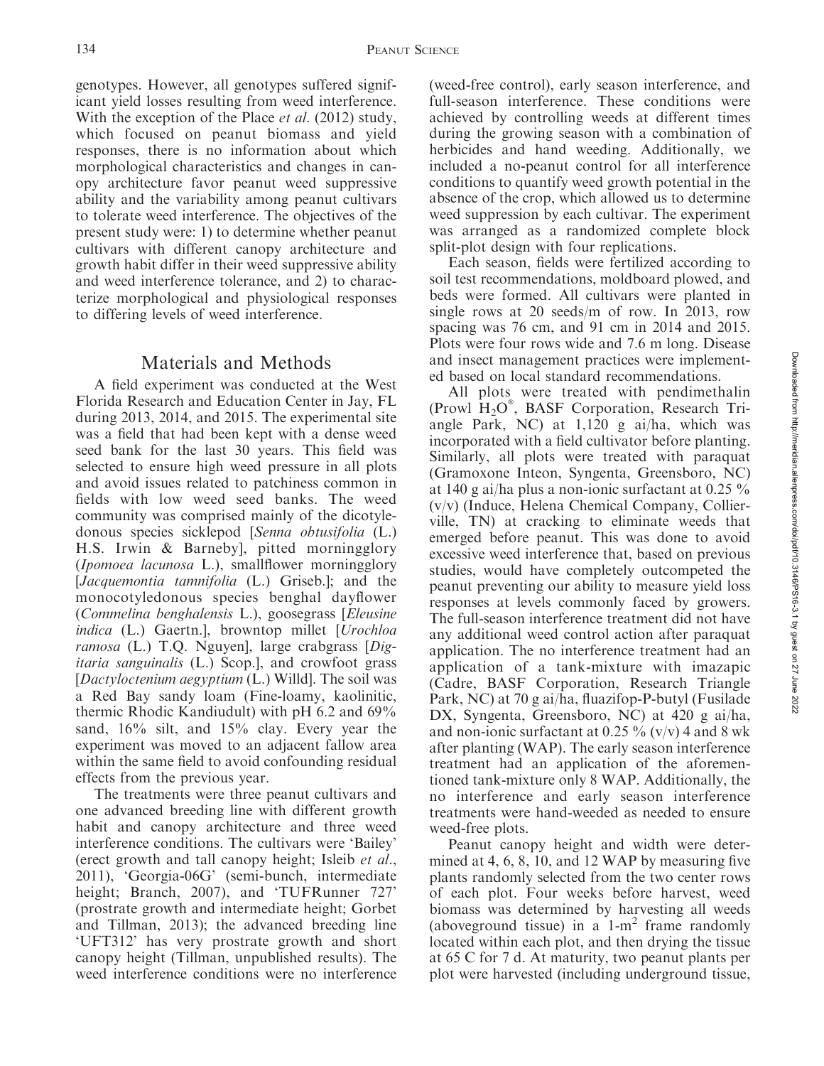genotypes. However, all genotypes suffered significant yield losses resulting from weed interference. With the exception of the Place *et al.* (2012) study, which focused on peanut biomass and yield responses, there is no information about which morphological characteristics and changes in canopy architecture favor peanut weed suppressive ability and the variability among peanut cultivars to tolerate weed interference. The objectives of the present study were: 1) to determine whether peanut cultivars with different canopy architecture and growth habit differ in their weed suppressive ability and weed interference tolerance, and 2) to characterize morphological and physiological responses to differing levels of weed interference.

## Materials and Methods

A field experiment was conducted at the West Florida Research and Education Center in Jay, FL during 2013, 2014, and 2015. The experimental site was a field that had been kept with a dense weed seed bank for the last 30 years. This field was selected to ensure high weed pressure in all plots and avoid issues related to patchiness common in fields with low weed seed banks. The weed community was comprised mainly of the dicotyledonous species sicklepod [*Senna obtusifolia* (L.) H.S. Irwin & Barneby], pitted morningglory (*Ipomoea lacunosa* L.), smallflower morningglory [*Jacquemontia tamnifolia* (L.) Griseb.]; and the monocotyledonous species benghal dayflower (*Commelina benghalensis* L.), goosegrass [*Eleusine indica* (L.) Gaertn.], browntop millet [*Urochloa ramosa* (L.) T.Q. Nguyen], large crabgrass [*Digitaria sanguinalis* (L.) Scop.], and crowfoot grass [*Dactyloctenium aegyptium* (L.) Willd]. The soil was a Red Bay sandy loam (Fine-loamy, kaolinitic, thermic Rhodic Kandiudult) with pH 6.2 and 69% sand, 16% silt, and 15% clay. Every year the experiment was moved to an adjacent fallow area within the same field to avoid confounding residual effects from the previous year.

The treatments were three peanut cultivars and one advanced breeding line with different growth habit and canopy architecture and three weed interference conditions. The cultivars were 'Bailey' (erect growth and tall canopy height; Isleib *et al.*, 2011), 'Georgia-06G' (semi-bunch, intermediate height; Branch, 2007), and 'TUFRunner 727' (prostrate growth and intermediate height; Gorbet and Tillman, 2013); the advanced breeding line 'UFT312' has very prostrate growth and short canopy height (Tillman, unpublished results). The weed interference conditions were no interference (weed-free control), early season interference, and full-season interference. These conditions were achieved by controlling weeds at different times during the growing season with a combination of herbicides and hand weeding. Additionally, we included a no-peanut control for all interference conditions to quantify weed growth potential in the absence of the crop, which allowed us to determine weed suppression by each cultivar. The experiment was arranged as a randomized complete block split-plot design with four replications.

Each season, fields were fertilized according to soil test recommendations, moldboard plowed, and beds were formed. All cultivars were planted in single rows at 20 seeds/m of row. In 2013, row spacing was 76 cm, and 91 cm in 2014 and 2015. Plots were four rows wide and 7.6 m long. Disease and insect management practices were implemented based on local standard recommendations.

All plots were treated with pendimethalin (Prowl $H_2O^{®}$, BASF Corporation, Research Triangle Park, NC) at 1,120 g ai/ha, which was incorporated with a field cultivator before planting. Similarly, all plots were treated with paraquat (Gramoxone Inteon, Syngenta, Greensboro, NC) at 140 g ai/ha plus a non-ionic surfactant at 0.25 % (v/v) (Induce, Helena Chemical Company, Collierville, TN) at cracking to eliminate weeds that emerged before peanut. This was done to avoid excessive weed interference that, based on previous studies, would have completely outcompeted the peanut preventing our ability to measure yield loss responses at levels commonly faced by growers. The full-season interference treatment did not have any additional weed control action after paraquat application. The no interference treatment had an application of a tank-mixture with imazapic (Cadre, BASF Corporation, Research Triangle Park, NC) at 70 g ai/ha, fluazifop-P-butyl (Fusilade DX, Syngenta, Greensboro, NC) at 420 g ai/ha, and non-ionic surfactant at 0.25 % (v/v) 4 and 8 wk after planting (WAP). The early season interference treatment had an application of the aforementioned tank-mixture only 8 WAP. Additionally, the no interference and early season interference treatments were hand-weeded as needed to ensure weed-free plots.

Peanut canopy height and width were determined at 4, 6, 8, 10, and 12 WAP by measuring five plants randomly selected from the two center rows of each plot. Four weeks before harvest, weed biomass was determined by harvesting all weeds (aboveground tissue) in a 1-$m^2$ frame randomly located within each plot, and then drying the tissue at 65 C for 7 d. At maturity, two peanut plants per plot were harvested (including underground tissue,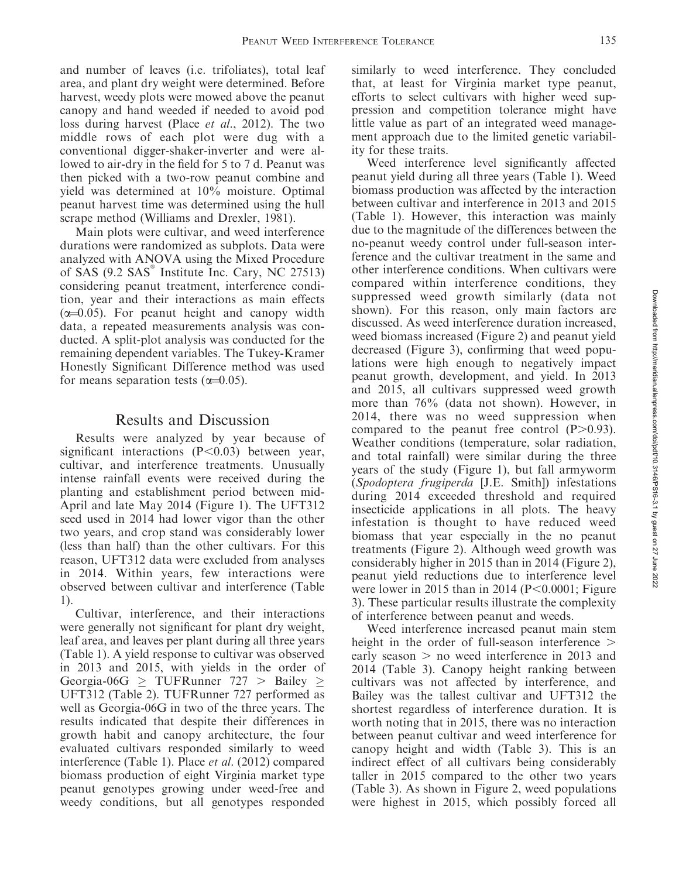and number of leaves (i.e. trifoliates), total leaf area, and plant dry weight were determined. Before harvest, weedy plots were mowed above the peanut canopy and hand weeded if needed to avoid pod loss during harvest (Place *et al.*, 2012). The two middle rows of each plot were dug with a conventional digger-shaker-inverter and were allowed to air-dry in the field for 5 to 7 d. Peanut was then picked with a two-row peanut combine and yield was determined at 10% moisture. Optimal peanut harvest time was determined using the hull scrape method (Williams and Drexler, 1981).

Main plots were cultivar, and weed interference durations were randomized as subplots. Data were analyzed with ANOVA using the Mixed Procedure of SAS (9.2 SAS® Institute Inc. Cary, NC 27513) considering peanut treatment, interference condition, year and their interactions as main effects ($\alpha$=0.05). For peanut height and canopy width data, a repeated measurements analysis was conducted. A split-plot analysis was conducted for the remaining dependent variables. The Tukey-Kramer Honestly Significant Difference method was used for means separation tests ($\alpha$=0.05).

## Results and Discussion

Results were analyzed by year because of significant interactions ($P<0.03$) between year, cultivar, and interference treatments. Unusually intense rainfall events were received during the planting and establishment period between mid-April and late May 2014 (Figure 1). The UFT312 seed used in 2014 had lower vigor than the other two years, and crop stand was considerably lower (less than half) than the other cultivars. For this reason, UFT312 data were excluded from analyses in 2014. Within years, few interactions were observed between cultivar and interference (Table 1).

Cultivar, interference, and their interactions were generally not significant for plant dry weight, leaf area, and leaves per plant during all three years (Table 1). A yield response to cultivar was observed in 2013 and 2015, with yields in the order of Georgia-06G ≥ TUFRunner 727 > Bailey ≥ UFT312 (Table 2). TUFRunner 727 performed as well as Georgia-06G in two of the three years. The results indicated that despite their differences in growth habit and canopy architecture, the four evaluated cultivars responded similarly to weed interference (Table 1). Place *et al.* (2012) compared biomass production of eight Virginia market type peanut genotypes growing under weed-free and weedy conditions, but all genotypes responded similarly to weed interference. They concluded that, at least for Virginia market type peanut, efforts to select cultivars with higher weed suppression and competition tolerance might have little value as part of an integrated weed management approach due to the limited genetic variability for these traits.

Weed interference level significantly affected peanut yield during all three years (Table 1). Weed biomass production was affected by the interaction between cultivar and interference in 2013 and 2015 (Table 1). However, this interaction was mainly due to the magnitude of the differences between the no-peanut weedy control under full-season interference and the cultivar treatment in the same and other interference conditions. When cultivars were compared within interference conditions, they suppressed weed growth similarly (data not shown). For this reason, only main factors are discussed. As weed interference duration increased, weed biomass increased (Figure 2) and peanut yield decreased (Figure 3), confirming that weed populations were high enough to negatively impact peanut growth, development, and yield. In 2013 and 2015, all cultivars suppressed weed growth more than 76% (data not shown). However, in 2014, there was no weed suppression when compared to the peanut free control ($P>0.93$). Weather conditions (temperature, solar radiation, and total rainfall) were similar during the three years of the study (Figure 1), but fall armyworm (*Spodoptera frugiperda* [J.E. Smith]) infestations during 2014 exceeded threshold and required insecticide applications in all plots. The heavy infestation is thought to have reduced weed biomass that year especially in the no peanut treatments (Figure 2). Although weed growth was considerably higher in 2015 than in 2014 (Figure 2), peanut yield reductions due to interference level were lower in 2015 than in 2014 ($P<0.0001$; Figure 3). These particular results illustrate the complexity of interference between peanut and weeds.

Weed interference increased peanut main stem height in the order of full-season interference > early season > no weed interference in 2013 and 2014 (Table 3). Canopy height ranking between cultivars was not affected by interference, and Bailey was the tallest cultivar and UFT312 the shortest regardless of interference duration. It is worth noting that in 2015, there was no interaction between peanut cultivar and weed interference for canopy height and width (Table 3). This is an indirect effect of all cultivars being considerably taller in 2015 compared to the other two years (Table 3). As shown in Figure 2, weed populations were highest in 2015, which possibly forced all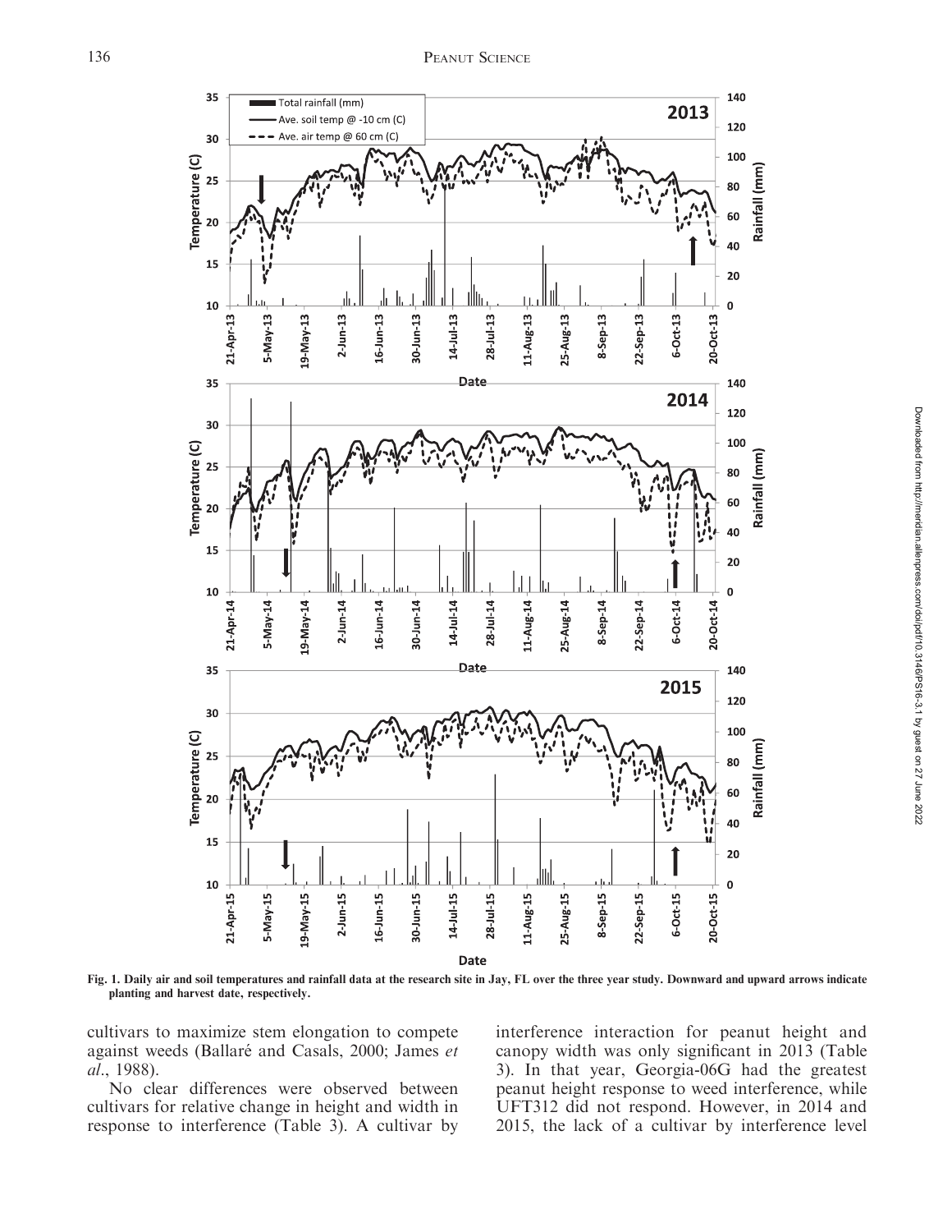Fig. 1. Daily air and soil temperatures and rainfall data at the research site in Jay, FL over the three year study. Downward and upward arrows indicate planting and harvest date, respectively.

cultivars to maximize stem elongation to compete against weeds (Ballaré and Casals, 2000; James *et al*., 1988).

No clear differences were observed between cultivars for relative change in height and width in response to interference (Table 3). A cultivar by interference interaction for peanut height and canopy width was only significant in 2013 (Table 3). In that year, Georgia-06G had the greatest peanut height response to weed interference, while UFT312 did not respond. However, in 2014 and 2015, the lack of a cultivar by interference level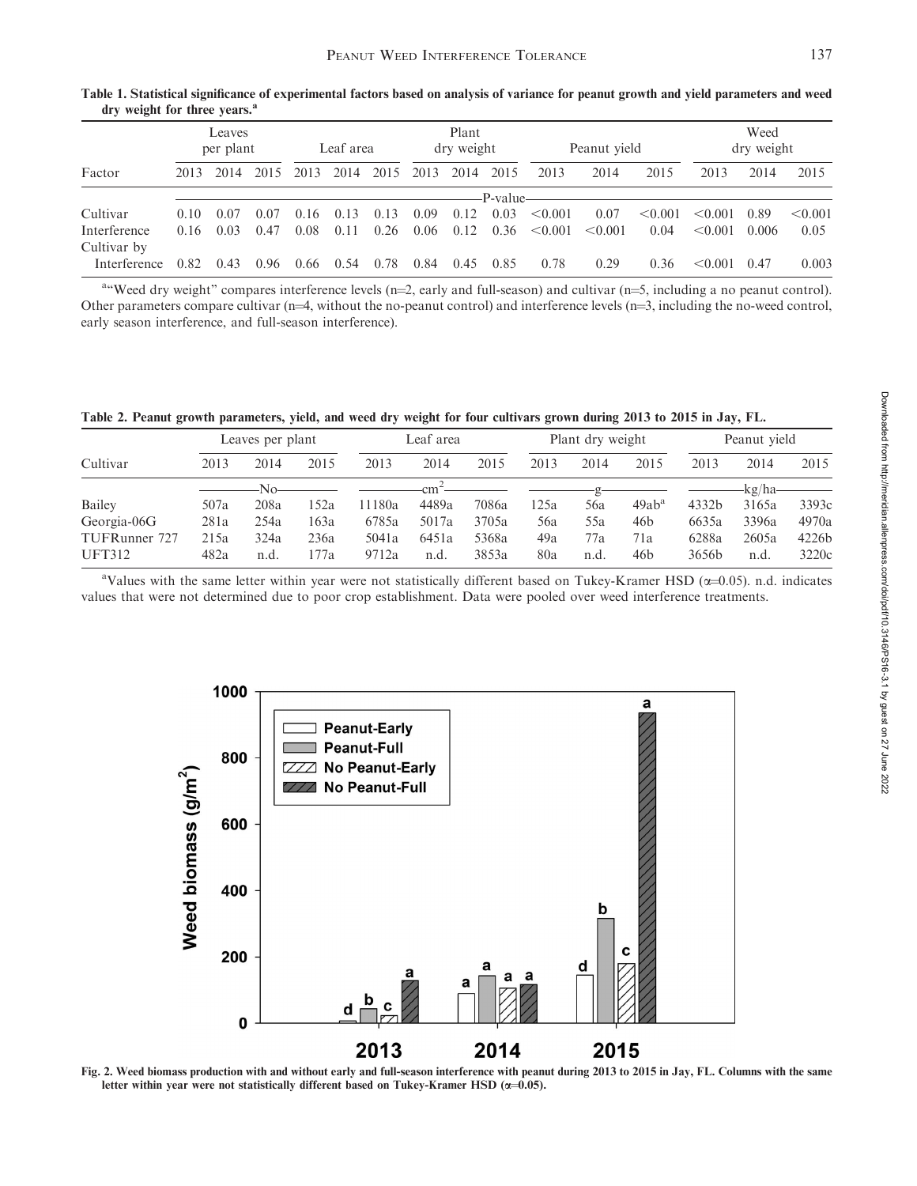Table 1. Statistical significance of experimental factors based on analysis of variance for peanut growth and yield parameters and weed dry weight for three years.[a]

| Factor | Leaves per plant | | | Leaf area | | | Plant dry weight | | | Peanut yield | | | Weed dry weight | | |
|---|---|---|---|---|---|---|---|---|---|---|---|---|---|---|---|
| | 2013 | 2014 | 2015 | 2013 | 2014 | 2015 | 2013 | 2014 | 2015 | 2013 | 2014 | 2015 | 2013 | 2014 | 2015 |
| | P-value | | | | | | | | | | | | | | |
| Cultivar | 0.10 | 0.07 | 0.07 | 0.16 | 0.13 | 0.13 | 0.09 | 0.12 | 0.03 | <0.001 | 0.07 | <0.001 | <0.001 | 0.89 | <0.001 |
| Interference | 0.16 | 0.03 | 0.47 | 0.08 | 0.11 | 0.26 | 0.06 | 0.12 | 0.36 | <0.001 | <0.001 | 0.04 | <0.001 | 0.006 | 0.05 |
| Cultivar by Interference | 0.82 | 0.43 | 0.96 | 0.66 | 0.54 | 0.78 | 0.84 | 0.45 | 0.85 | 0.78 | 0.29 | 0.36 | <0.001 | 0.47 | 0.003 |

[a]"Weed dry weight" compares interference levels (n=2, early and full-season) and cultivar (n=5, including a no peanut control). Other parameters compare cultivar (n=4, without the no-peanut control) and interference levels (n=3, including the no-weed control, early season interference, and full-season interference).

Table 2. Peanut growth parameters, yield, and weed dry weight for four cultivars grown during 2013 to 2015 in Jay, FL.

| Cultivar | Leaves per plant | | | Leaf area | | | Plant dry weight | | | Peanut yield | | |
|---|---|---|---|---|---|---|---|---|---|---|---|---|
| | 2013 | 2014 | 2015 | 2013 | 2014 | 2015 | 2013 | 2014 | 2015 | 2013 | 2014 | 2015 |
| | No | | | $cm^2$ | | | g | | | kg/ha | | |
| Bailey | 507a | 208a | 152a | 11180a | 4489a | 7086a | 125a | 56a | 49ab[a] | 4332b | 3165a | 3393c |
| Georgia-06G | 281a | 254a | 163a | 6785a | 5017a | 3705a | 56a | 55a | 46b | 6635a | 3396a | 4970a |
| TUFRunner 727 | 215a | 324a | 236a | 5041a | 6451a | 5368a | 49a | 77a | 71a | 6288a | 2605a | 4226b |
| UFT312 | 482a | n.d. | 177a | 9712a | n.d. | 3853a | 80a | n.d. | 46b | 3656b | n.d. | 3220c |

[a]Values with the same letter within year were not statistically different based on Tukey-Kramer HSD (α=0.05). n.d. indicates values that were not determined due to poor crop establishment. Data were pooled over weed interference treatments.

Fig. 2. Weed biomass production with and without early and full-season interference with peanut during 2013 to 2015 in Jay, FL. Columns with the same letter within year were not statistically different based on Tukey-Kramer HSD (α=0.05).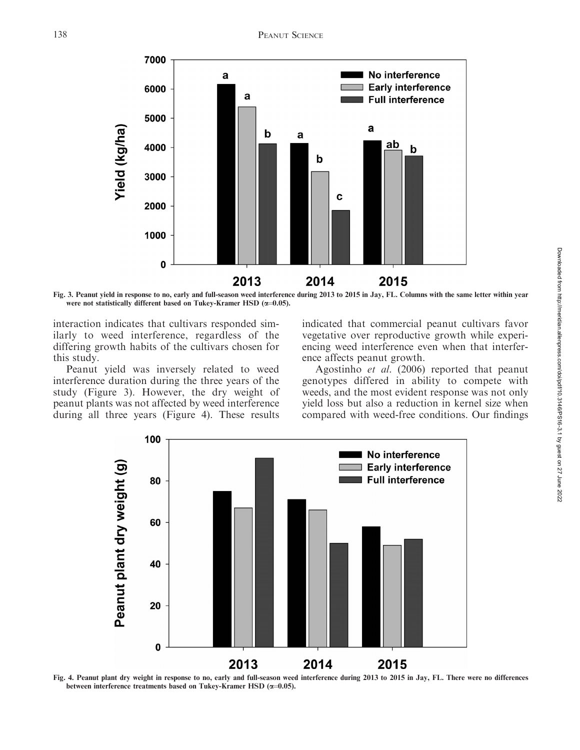Fig. 3. Peanut yield in response to no, early and full-season weed interference during 2013 to 2015 in Jay, FL. Columns with the same letter within year were not statistically different based on Tukey-Kramer HSD (α=0.05).

interaction indicates that cultivars responded similarly to weed interference, regardless of the differing growth habits of the cultivars chosen for this study.

Peanut yield was inversely related to weed interference duration during the three years of the study (Figure 3). However, the dry weight of peanut plants was not affected by weed interference during all three years (Figure 4). These results indicated that commercial peanut cultivars favor vegetative over reproductive growth while experiencing weed interference even when that interference affects peanut growth.

Agostinho *et al.* (2006) reported that peanut genotypes differed in ability to compete with weeds, and the most evident response was not only yield loss but also a reduction in kernel size when compared with weed-free conditions. Our findings

Fig. 4. Peanut plant dry weight in response to no, early and full-season weed interference during 2013 to 2015 in Jay, FL. There were no differences between interference treatments based on Tukey-Kramer HSD (α=0.05).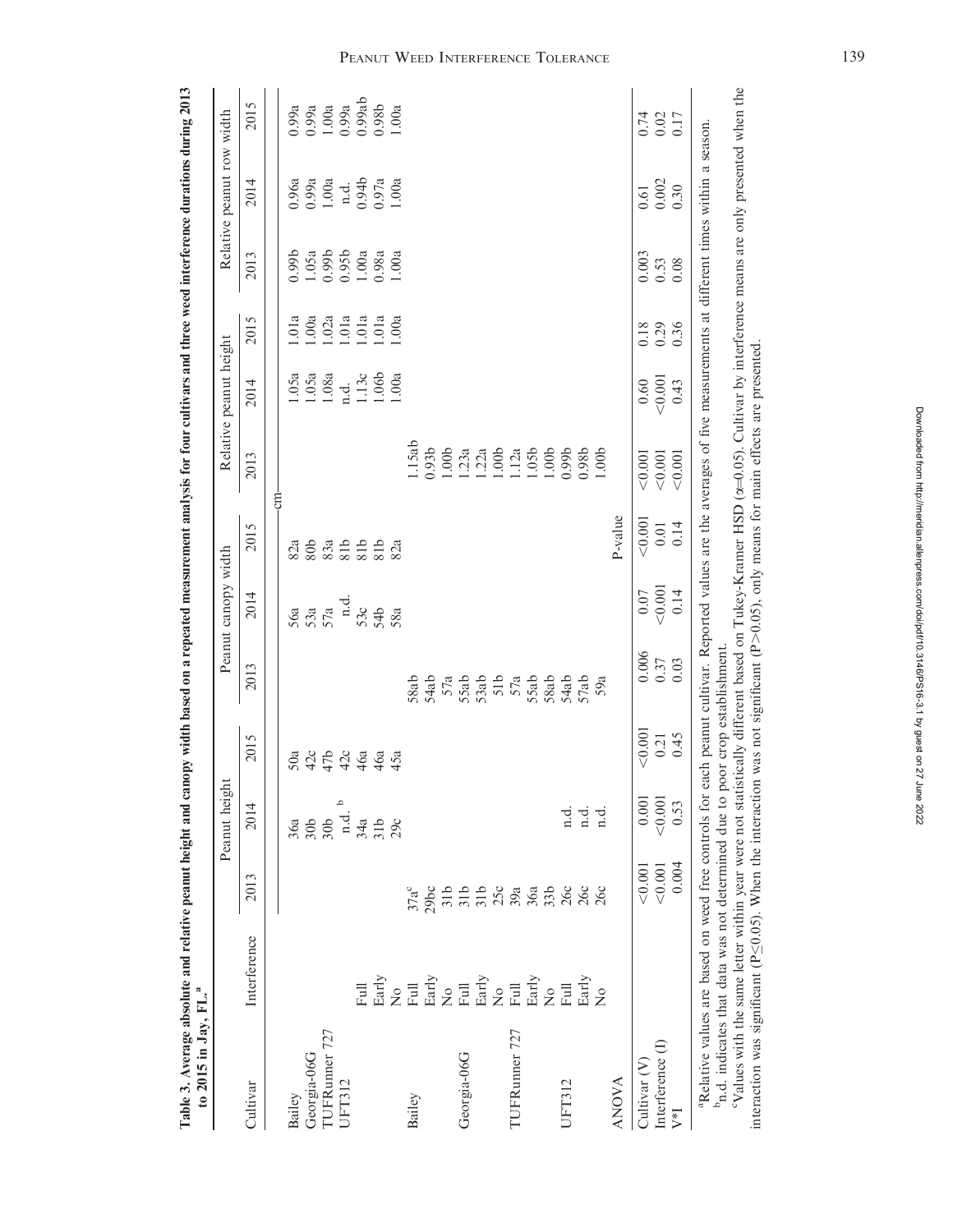**Table 3. Average absolute and relative peanut height and canopy width based on a repeated measurement analysis for four cultivars and three weed interference durations during 2013 to 2015 in Jay, FL.[a]**

| Cultivar | Interference | Peanut height | | | Peanut canopy width | | | Relative peanut height | | | Relative peanut row width | | |
|---|---|---|---|---|---|---|---|---|---|---|---|---|---|
| | | 2013 | 2014 | 2015 | 2013 | 2014 | 2015 | 2013 | 2014 | 2015 | 2013 | 2014 | 2015 |
| | | cm | | | | | | | | | | | |
| Bailey | | | 36a | 50a | | 56a | 82a | | 1.05a | 1.01a | 0.99b | 0.96a | 0.99a |
| Georgia-06G | | | 30b | 42c | | 53a | 80b | | 1.05a | 1.00a | 1.05a | 0.99a | 0.99a |
| TUFRunner 727 | | | 30b | 47b | | 57a | 83a | | 1.08a | 1.02a | 0.99b | 1.00a | 1.00a |
| UFT312 | | | n.d.[b] | 42c | | n.d. | 81b | | n.d. | 1.01a | 0.95b | n.d. | 0.99a |
| | Full | | 34a | 46a | | 53c | 81b | | 1.13c | 1.01a | 1.00a | 0.94b | 0.99ab |
| | Early | | 31b | 46a | | 54b | 81b | | 1.06b | 1.01a | 0.98a | 0.97a | 0.98b |
| | No | | 29c | 45a | | 58a | 82a | | 1.00a | 1.00a | 1.00a | 1.00a | 1.00a |
| Bailey | Full | 37a[c] | | | 58ab | | | 1.15ab | | | | | |
| | Early | 29bc | | | 54ab | | | 0.93b | | | | | |
| | No | 31b | | | 57a | | | 1.00b | | | | | |
| Georgia-06G | Full | 31b | | | 55ab | | | 1.23a | | | | | |
| | Early | 31b | | | 53ab | | | 1.22a | | | | | |
| | No | 25c | | | 51b | | | 1.00b | | | | | |
| TUFRunner 727 | Full | 39a | | | 57a | | | 1.12a | | | | | |
| | Early | 36a | | | 55ab | | | 1.05b | | | | | |
| | No | 33b | | | 58ab | | | 1.00b | | | | | |
| UFT312 | Full | 26c | n.d. | | 54ab | | | 0.99b | | | | | |
| | Early | 26c | n.d. | | 57ab | | | 0.98b | | | | | |
| | No | 26c | n.d. | | 59a | | | 1.00b | | | | | |
| ANOVA | | | | | | | P-value | | | | | | |
| Cultivar (V) | | <0.001 | 0.001 | <0.001 | 0.006 | 0.07 | <0.001 | <0.001 | 0.60 | 0.18 | 0.003 | 0.61 | 0.74 |
| Interference (I) | | <0.001 | <0.001 | 0.21 | 0.37 | <0.001 | 0.01 | <0.001 | <0.001 | 0.29 | 0.53 | 0.002 | 0.02 |
| V*I | | 0.004 | 0.53 | 0.45 | 0.03 | 0.14 | 0.14 | <0.001 | 0.43 | 0.36 | 0.08 | 0.30 | 0.17 |

[a]Relative values are based on weed free controls for each peanut cultivar. Reported values are the averages of five measurements at different times within a season.

[b]n.d. indicates that data was not determined due to poor crop establishment.

[c]Values with the same letter within year were not statistically different based on Tukey-Kramer HSD ($\alpha$=0.05). Cultivar by interference means are only presented when the interaction was significant ($P \leq 0.05$). When the interaction was not significant ($P > 0.05$), only means for main effects are presented.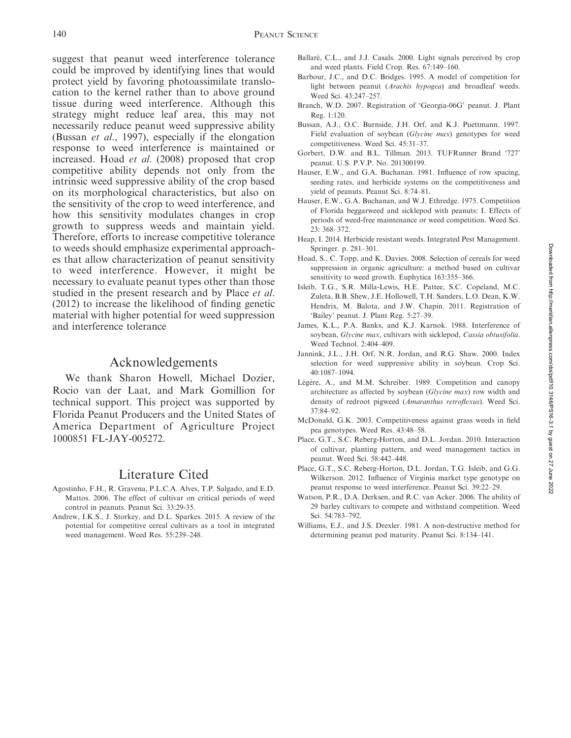suggest that peanut weed interference tolerance could be improved by identifying lines that would protect yield by favoring photoassimilate translocation to the kernel rather than to above ground tissue during weed interference. Although this strategy might reduce leaf area, this may not necessarily reduce peanut weed suppressive ability (Bussan *et al.*, 1997), especially if the elongation response to weed interference is maintained or increased. Hoad *et al.* (2008) proposed that crop competitive ability depends not only from the intrinsic weed suppressive ability of the crop based on its morphological characteristics, but also on the sensitivity of the crop to weed interference, and how this sensitivity modulates changes in crop growth to suppress weeds and maintain yield. Therefore, efforts to increase competitive tolerance to weeds should emphasize experimental approaches that allow characterization of peanut sensitivity to weed interference. However, it might be necessary to evaluate peanut types other than those studied in the present research and by Place *et al.* (2012) to increase the likelihood of finding genetic material with higher potential for weed suppression and interference tolerance

## Acknowledgements

We thank Sharon Howell, Michael Dozier, Rocio van der Laat, and Mark Gomillion for technical support. This project was supported by Florida Peanut Producers and the United States of America Department of Agriculture Project 1000851 FL-JAY-005272.

## Literature Cited

Agostinho, F.H., R. Gravena, P.L.C.A. Alves, T.P. Salgado, and E.D. Mattos. 2006. The effect of cultivar on critical periods of weed control in peanuts. Peanut Sci. 33:29-35.

Andrew, I.K.S., J. Storkey, and D.L. Sparkes. 2015. A review of the potential for competitive cereal cultivars as a tool in integrated weed management. Weed Res. 55:239–248.

Ballaré, C.L., and J.J. Casals. 2000. Light signals perceived by crop and weed plants. Field Crop. Res. 67:149–160.

Barbour, J.C., and D.C. Bridges. 1995. A model of competition for light between peanut (*Arachis hypogea*) and broadleaf weeds. Weed Sci. 43:247–257.

Branch, W.D. 2007. Registration of 'Georgia-06G' peanut. J. Plant Reg. 1:120.

Bussan, A.J., O.C. Burnside, J.H. Orf, and K.J. Puettmann. 1997. Field evaluation of soybean (*Glycine max*) genotypes for weed competitiveness. Weed Sci. 45:31–37.

Gorbert, D.W. and B.L. Tillman. 2013. TUFRunner Brand '727' peanut. U.S. P.V.P. No. 201300199.

Hauser, E.W., and G.A. Buchanan. 1981. Influence of row spacing, seeding rates, and herbicide systems on the competitiveness and yield of peanuts. Peanut Sci. 8:74–81.

Hauser, E.W., G.A. Buchanan, and W.J. Ethredge. 1975. Competition of Florida beggarweed and sicklepod with peanuts: I. Effects of periods of weed-free maintenance or weed competition. Weed Sci. 23: 368–372.

Heap, I. 2014. Herbicide resistant weeds. Integrated Pest Management. Springer. p. 281–301.

Hoad, S., C. Topp, and K. Davies. 2008. Selection of cereals for weed suppression in organic agriculture: a method based on cultivar sensitivity to weed growth. Euphytica 163:355–366.

Isleib, T.G., S.R. Milla-Lewis, H.E. Pattee, S.C. Copeland, M.C. Zuleta, B.B. Shew, J.E. Hollowell, T.H. Sanders, L.O. Dean, K.W. Hendrix, M. Balota, and J.W. Chapin. 2011. Registration of 'Bailey' peanut. J. Plant Reg. 5:27–39.

James, K.L., P.A. Banks, and K.J. Karnok. 1988. Interference of soybean, *Glycine max*, cultivars with sicklepod, *Cassia obtusifolia*. Weed Technol. 2:404–409.

Jannink, J.L., J.H. Orf, N.R. Jordan, and R.G. Shaw. 2000. Index selection for weed suppressive ability in soybean. Crop Sci. 40:1087–1094.

Légère, A., and M.M. Schreiber. 1989. Competition and canopy architecture as affected by soybean (*Glycine max*) row width and density of redroot pigweed (*Amaranthus retroflexus*). Weed Sci. 37:84–92.

McDonald, G.K. 2003. Competitiveness against grass weeds in field pea genotypes. Weed Res. 43:48–58.

Place, G.T., S.C. Reberg-Horton, and D.L. Jordan. 2010. Interaction of cultivar, planting pattern, and weed management tactics in peanut. Weed Sci. 58:442–448.

Place, G.T., S.C. Reberg-Horton, D.L. Jordan, T.G. Isleib, and G.G. Wilkerson. 2012. Influence of Virginia market type genotype on peanut response to weed interference. Peanut Sci. 39:22–29.

Watson, P.R., D.A. Derksen, and R.C. van Acker. 2006. The ability of 29 barley cultivars to compete and withstand competition. Weed Sci. 54:783–792.

Williams, E.J., and J.S. Drexler. 1981. A non-destructive method for determining peanut pod maturity. Peanut Sci. 8:134–141.